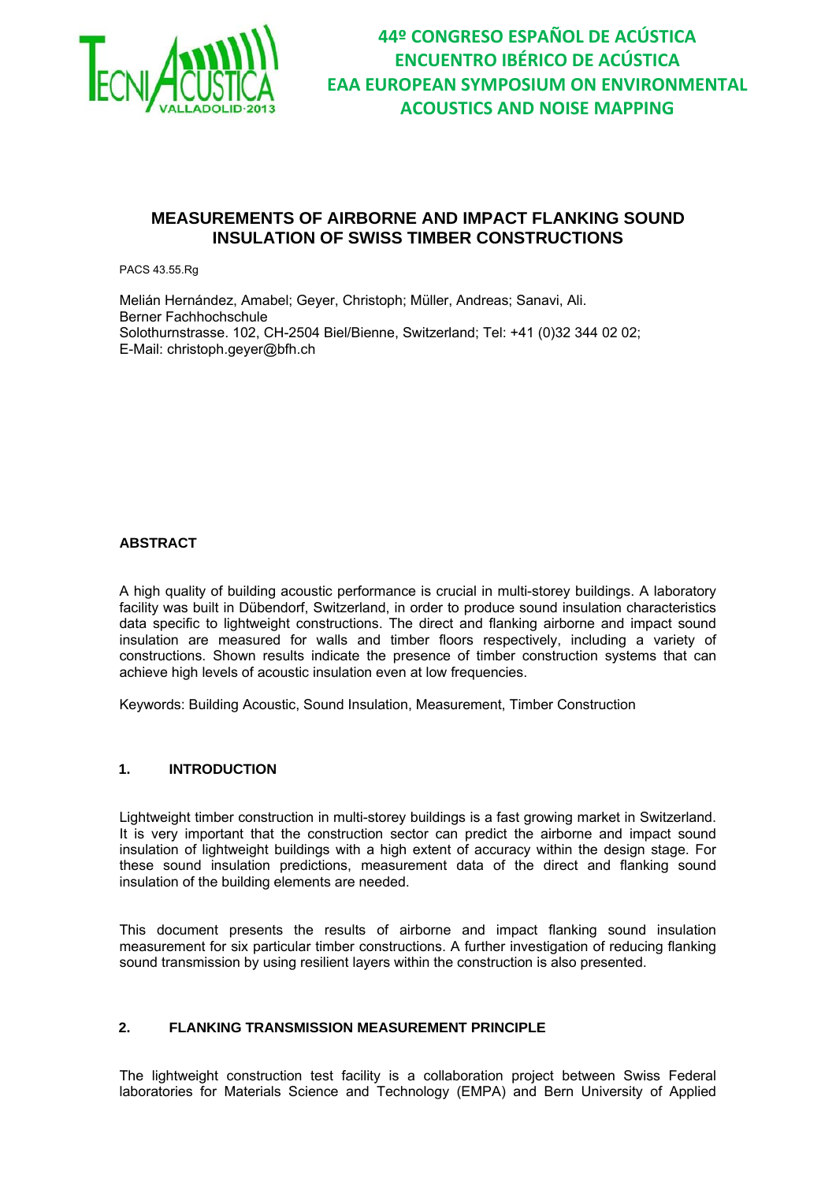# MEASUREMENTS OF AIRBORNE AND IMPACT FLANKING SOUND INSULATION OF SWISS TIMBER CONSTRUCTIONS

PACS 43.55.Rg

Melián Hernández, Amabel; Geyer, Christoph; Müller, Andreas; Sanavi, Ali.
Berner Fachhochschule
Solothurnstrasse. 102, CH-2504 Biel/Bienne, Switzerland; Tel: +41 (0)32 344 02 02;
E-Mail: christoph.geyer@bfh.ch

## ABSTRACT

A high quality of building acoustic performance is crucial in multi-storey buildings. A laboratory facility was built in Dübendorf, Switzerland, in order to produce sound insulation characteristics data specific to lightweight constructions. The direct and flanking airborne and impact sound insulation are measured for walls and timber floors respectively, including a variety of constructions. Shown results indicate the presence of timber construction systems that can achieve high levels of acoustic insulation even at low frequencies.

Keywords: Building Acoustic, Sound Insulation, Measurement, Timber Construction

## 1. INTRODUCTION

Lightweight timber construction in multi-storey buildings is a fast growing market in Switzerland. It is very important that the construction sector can predict the airborne and impact sound insulation of lightweight buildings with a high extent of accuracy within the design stage. For these sound insulation predictions, measurement data of the direct and flanking sound insulation of the building elements are needed.

This document presents the results of airborne and impact flanking sound insulation measurement for six particular timber constructions. A further investigation of reducing flanking sound transmission by using resilient layers within the construction is also presented.

## 2. FLANKING TRANSMISSION MEASUREMENT PRINCIPLE

The lightweight construction test facility is a collaboration project between Swiss Federal laboratories for Materials Science and Technology (EMPA) and Bern University of Applied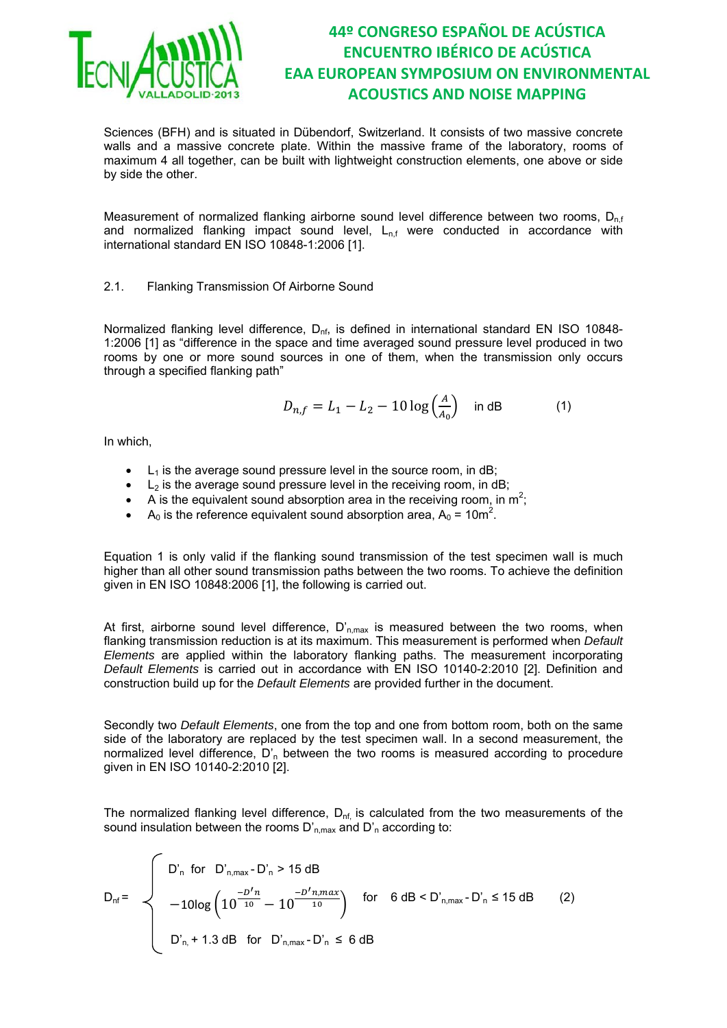Sciences (BFH) and is situated in Dübendorf, Switzerland. It consists of two massive concrete walls and a massive concrete plate. Within the massive frame of the laboratory, rooms of maximum 4 all together, can be built with lightweight construction elements, one above or side by side the other.

Measurement of normalized flanking airborne sound level difference between two rooms, $D_{n,f}$ and normalized flanking impact sound level, $L_{n,f}$ were conducted in accordance with international standard EN ISO 10848-1:2006 [1].

## 2.1. Flanking Transmission Of Airborne Sound

Normalized flanking level difference, $D_{nf}$, is defined in international standard EN ISO 10848-1:2006 [1] as "difference in the space and time averaged sound pressure level produced in two rooms by one or more sound sources in one of them, when the transmission only occurs through a specified flanking path"

$$D_{n,f} = L_1 - L_2 - 10\log\left(\frac{A}{A_0}\right) \quad \text{in dB} \qquad (1)$$

In which,

- $L_1$ is the average sound pressure level in the source room, in dB;
- $L_2$ is the average sound pressure level in the receiving room, in dB;
- A is the equivalent sound absorption area in the receiving room, in $m^2$;
- $A_0$ is the reference equivalent sound absorption area, $A_0 = 10m^2$.

Equation 1 is only valid if the flanking sound transmission of the test specimen wall is much higher than all other sound transmission paths between the two rooms. To achieve the definition given in EN ISO 10848:2006 [1], the following is carried out.

At first, airborne sound level difference, $D'_{n,max}$ is measured between the two rooms, when flanking transmission reduction is at its maximum. This measurement is performed when *Default Elements* are applied within the laboratory flanking paths. The measurement incorporating *Default Elements* is carried out in accordance with EN ISO 10140-2:2010 [2]. Definition and construction build up for the *Default Elements* are provided further in the document.

Secondly two *Default Elements*, one from the top and one from bottom room, both on the same side of the laboratory are replaced by the test specimen wall. In a second measurement, the normalized level difference, $D'_n$ between the two rooms is measured according to procedure given in EN ISO 10140-2:2010 [2].

The normalized flanking level difference, $D_{nf,}$ is calculated from the two measurements of the sound insulation between the rooms $D'_{n,max}$ and $D'_n$ according to:

$$D_{nf} = \begin{cases} D'_n \quad \text{for} \quad D'_{n,max} - D'_n > 15\ \text{dB} \\ -10\log\left(10^{\frac{-D'n}{10}} - 10^{\frac{-D'n,max}{10}}\right) \quad \text{for} \quad 6\ \text{dB} < D'_{n,max} - D'_n \leq 15\ \text{dB} \\ D'_{n,} + 1.3\ \text{dB} \quad \text{for} \quad D'_{n,max} - D'_n \leq 6\ \text{dB} \end{cases} \qquad (2)$$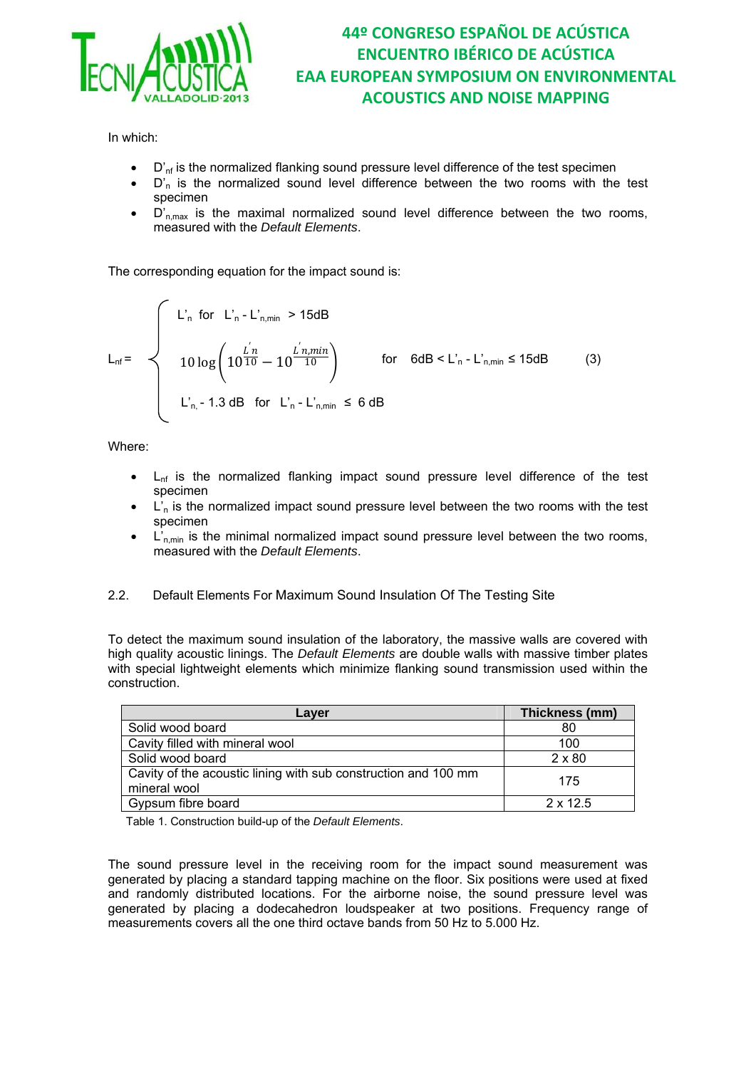In which:

- $D'_{nf}$ is the normalized flanking sound pressure level difference of the test specimen
- $D'_n$ is the normalized sound level difference between the two rooms with the test specimen
- $D'_{n,max}$ is the maximal normalized sound level difference between the two rooms, measured with the *Default Elements*.

The corresponding equation for the impact sound is:

$$L_{nf} = \begin{cases} L'_n \quad \text{for} \quad L'_n - L'_{n,min} > 15\text{dB} \\ 10\log\left(10^{\frac{L'n}{10}} - 10^{\frac{L'n,min}{10}}\right) \qquad \text{for} \quad 6\text{dB} < L'_n - L'_{n,min} \leq 15\text{dB} \\ L'_{n,} - 1.3\text{ dB} \quad \text{for} \quad L'_n - L'_{n,min} \leq 6\text{ dB} \end{cases} \qquad (3)$$

Where:

- $L_{nf}$ is the normalized flanking impact sound pressure level difference of the test specimen
- $L'_n$ is the normalized impact sound pressure level between the two rooms with the test specimen
- $L'_{n,min}$ is the minimal normalized impact sound pressure level between the two rooms, measured with the *Default Elements*.

### 2.2. Default Elements For Maximum Sound Insulation Of The Testing Site

To detect the maximum sound insulation of the laboratory, the massive walls are covered with high quality acoustic linings. The *Default Elements* are double walls with massive timber plates with special lightweight elements which minimize flanking sound transmission used within the construction.

| Layer | Thickness (mm) |
|---|---|
| Solid wood board | 80 |
| Cavity filled with mineral wool | 100 |
| Solid wood board | 2 x 80 |
| Cavity of the acoustic lining with sub construction and 100 mm mineral wool | 175 |
| Gypsum fibre board | 2 x 12.5 |

Table 1. Construction build-up of the *Default Elements*.

The sound pressure level in the receiving room for the impact sound measurement was generated by placing a standard tapping machine on the floor. Six positions were used at fixed and randomly distributed locations. For the airborne noise, the sound pressure level was generated by placing a dodecahedron loudspeaker at two positions. Frequency range of measurements covers all the one third octave bands from 50 Hz to 5.000 Hz.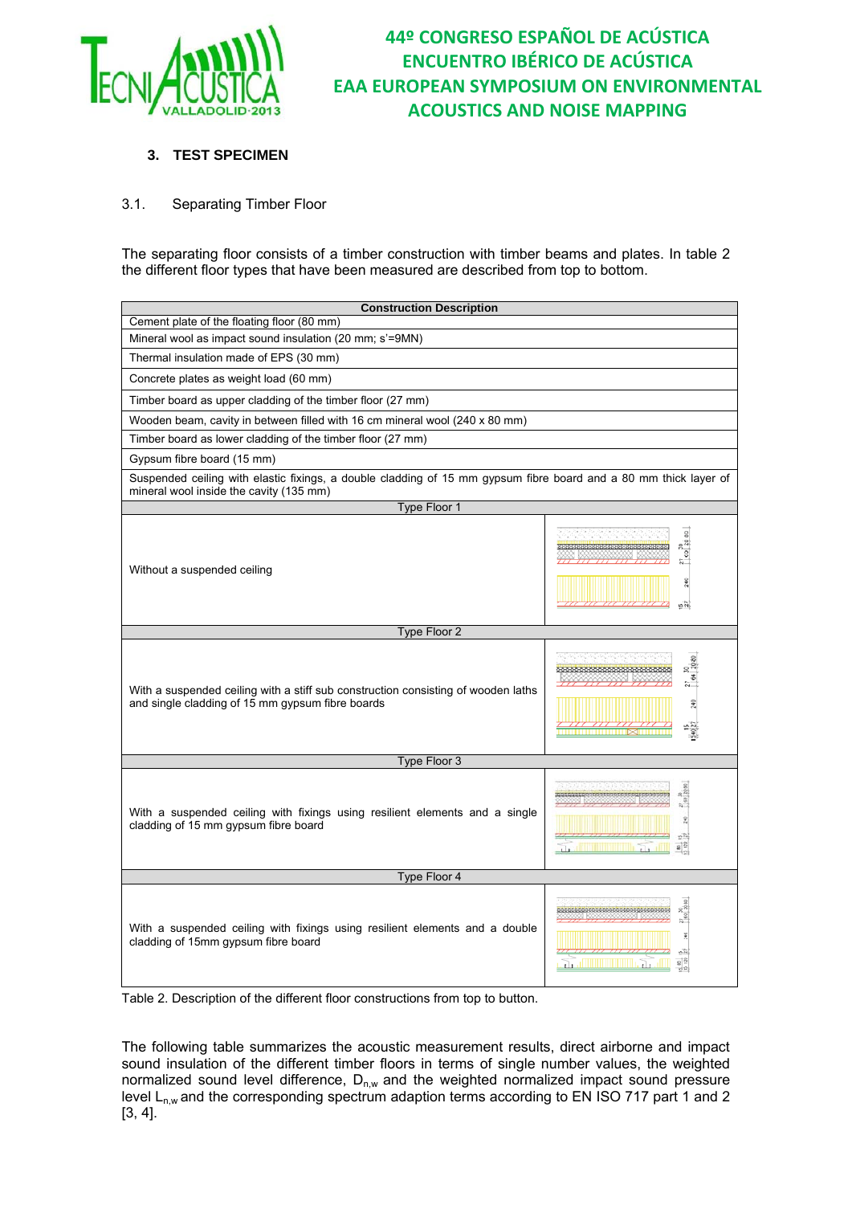## 3. TEST SPECIMEN

### 3.1. Separating Timber Floor

The separating floor consists of a timber construction with timber beams and plates. In table 2 the different floor types that have been measured are described from top to bottom.

| Construction Description | |
|---|---|
| Cement plate of the floating floor (80 mm) | |
| Mineral wool as impact sound insulation (20 mm; s'=9MN) | |
| Thermal insulation made of EPS (30 mm) | |
| Concrete plates as weight load (60 mm) | |
| Timber board as upper cladding of the timber floor (27 mm) | |
| Wooden beam, cavity in between filled with 16 cm mineral wool (240 x 80 mm) | |
| Timber board as lower cladding of the timber floor (27 mm) | |
| Gypsum fibre board (15 mm) | |
| Suspended ceiling with elastic fixings, a double cladding of 15 mm gypsum fibre board and a 80 mm thick layer of mineral wool inside the cavity (135 mm) | |
| **Type Floor 1** | |
| Without a suspended ceiling | |
| **Type Floor 2** | |
| With a suspended ceiling with a stiff sub construction consisting of wooden laths and single cladding of 15 mm gypsum fibre boards | |
| **Type Floor 3** | |
| With a suspended ceiling with fixings using resilient elements and a single cladding of 15 mm gypsum fibre board | |
| **Type Floor 4** | |
| With a suspended ceiling with fixings using resilient elements and a double cladding of 15mm gypsum fibre board | |

Table 2. Description of the different floor constructions from top to button.

The following table summarizes the acoustic measurement results, direct airborne and impact sound insulation of the different timber floors in terms of single number values, the weighted normalized sound level difference, $D_{n,w}$ and the weighted normalized impact sound pressure level $L_{n,w}$ and the corresponding spectrum adaption terms according to EN ISO 717 part 1 and 2 [3, 4].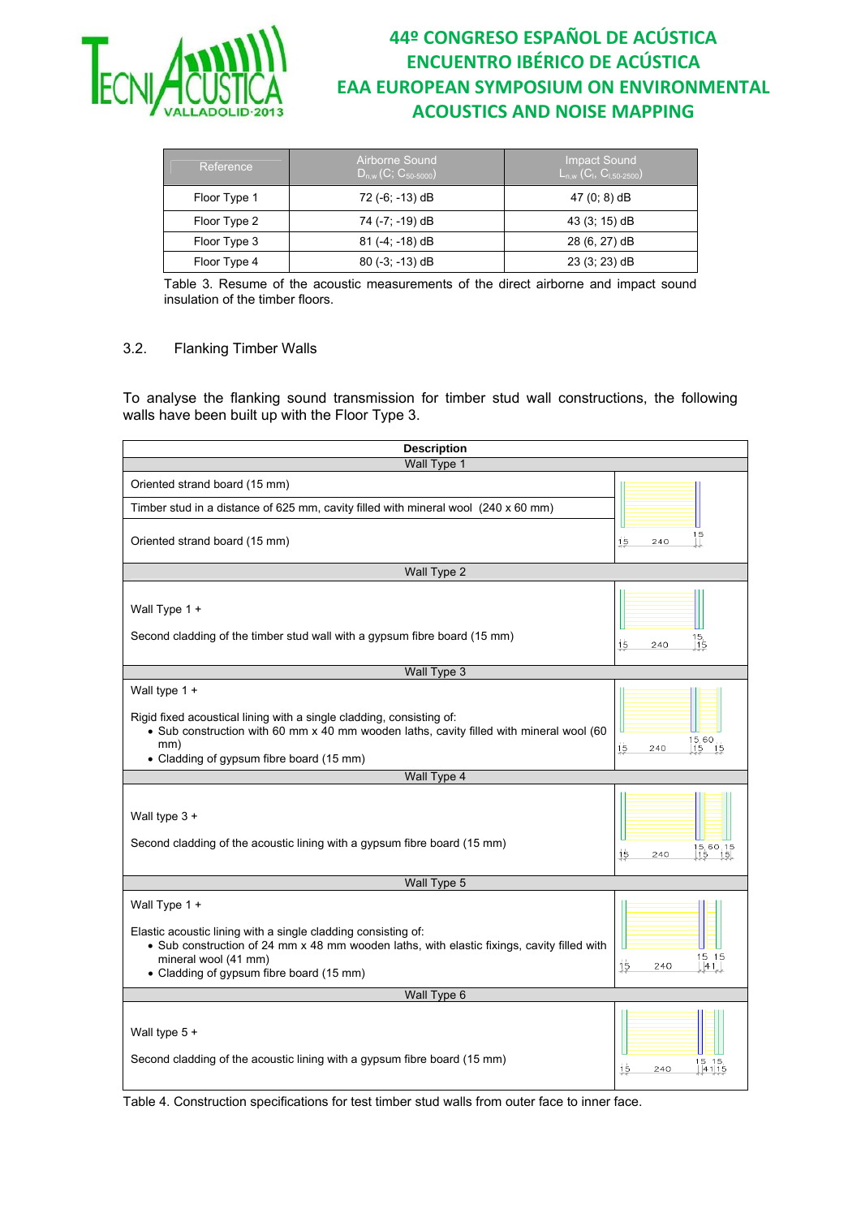| Reference | Airborne Sound $D_{n,w}$ (C; $C_{50\text{-}5000}$) | Impact Sound $L_{n,w}$ ($C_I$, $C_{I,50\text{-}2500}$) |
|---|---|---|
| Floor Type 1 | 72 (-6; -13) dB | 47 (0; 8) dB |
| Floor Type 2 | 74 (-7; -19) dB | 43 (3; 15) dB |
| Floor Type 3 | 81 (-4; -18) dB | 28 (6, 27) dB |
| Floor Type 4 | 80 (-3; -13) dB | 23 (3; 23) dB |

Table 3. Resume of the acoustic measurements of the direct airborne and impact sound insulation of the timber floors.

### 3.2. Flanking Timber Walls

To analyse the flanking sound transmission for timber stud wall constructions, the following walls have been built up with the Floor Type 3.

| Description | |
|---|---|
| **Wall Type 1** | |
| Oriented strand board (15 mm) | 15 240 15 |
| Timber stud in a distance of 625 mm, cavity filled with mineral wool (240 x 60 mm) | |
| Oriented strand board (15 mm) | |
| **Wall Type 2** | |
| Wall Type 1 + Second cladding of the timber stud wall with a gypsum fibre board (15 mm) | 15 240 15 15 |
| **Wall Type 3** | |
| Wall type 1 + Rigid fixed acoustical lining with a single cladding, consisting of: • Sub construction with 60 mm x 40 mm wooden laths, cavity filled with mineral wool (60 mm) • Cladding of gypsum fibre board (15 mm) | 15 240 15 60 15 15 |
| **Wall Type 4** | |
| Wall type 3 + Second cladding of the acoustic lining with a gypsum fibre board (15 mm) | 15 240 15 60 15 15 15 |
| **Wall Type 5** | |
| Wall Type 1 + Elastic acoustic lining with a single cladding consisting of: • Sub construction of 24 mm x 48 mm wooden laths, with elastic fixings, cavity filled with mineral wool (41 mm) • Cladding of gypsum fibre board (15 mm) | 15 240 15 15 41 |
| **Wall Type 6** | |
| Wall type 5 + Second cladding of the acoustic lining with a gypsum fibre board (15 mm) | 15 240 15 15 41 15 |

Table 4. Construction specifications for test timber stud walls from outer face to inner face.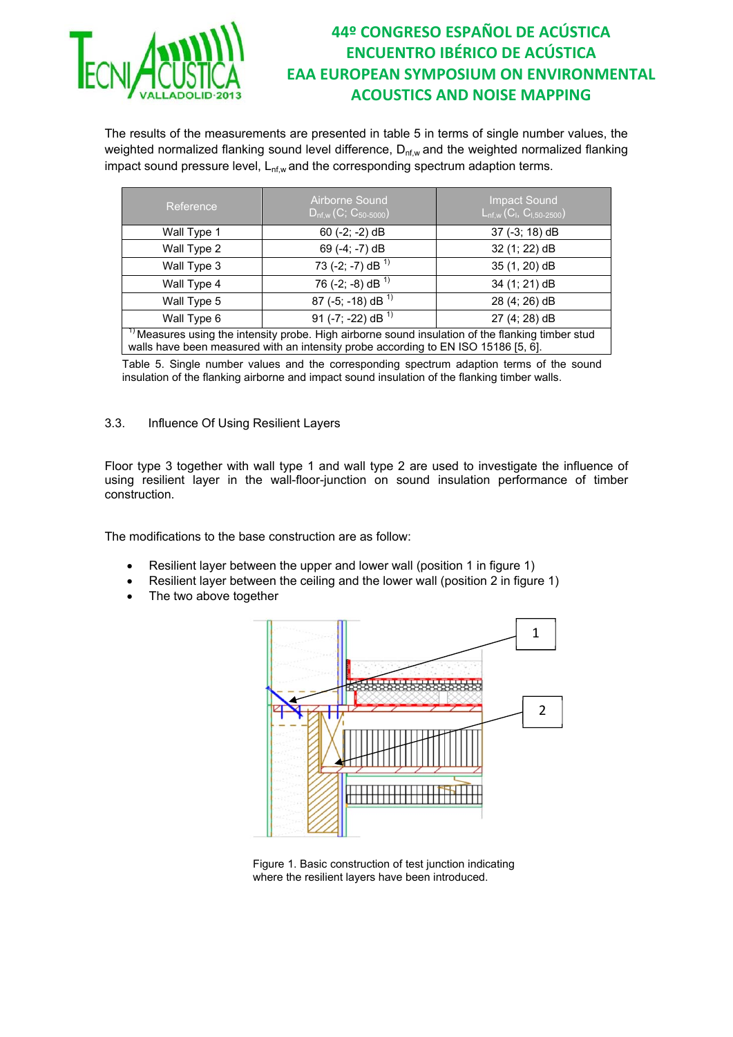The results of the measurements are presented in table 5 in terms of single number values, the weighted normalized flanking sound level difference, $D_{nf,w}$ and the weighted normalized flanking impact sound pressure level, $L_{nf,w}$ and the corresponding spectrum adaption terms.

| Reference | Airborne Sound $D_{nf,w}$ ($C$; $C_{50\text{-}5000}$) | Impact Sound $L_{nf,w}$ ($C_I$, $C_{I,50\text{-}2500}$) |
|---|---|---|
| Wall Type 1 | 60 (-2; -2) dB | 37 (-3; 18) dB |
| Wall Type 2 | 69 (-4; -7) dB | 32 (1; 22) dB |
| Wall Type 3 | 73 (-2; -7) dB [1)] | 35 (1, 20) dB |
| Wall Type 4 | 76 (-2; -8) dB [1)] | 34 (1; 21) dB |
| Wall Type 5 | 87 (-5; -18) dB [1)] | 28 (4; 26) dB |
| Wall Type 6 | 91 (-7; -22) dB [1)] | 27 (4; 28) dB |

[1)] Measures using the intensity probe. High airborne sound insulation of the flanking timber stud walls have been measured with an intensity probe according to EN ISO 15186 [5, 6].

Table 5. Single number values and the corresponding spectrum adaption terms of the sound insulation of the flanking airborne and impact sound insulation of the flanking timber walls.

### 3.3. Influence Of Using Resilient Layers

Floor type 3 together with wall type 1 and wall type 2 are used to investigate the influence of using resilient layer in the wall-floor-junction on sound insulation performance of timber construction.

The modifications to the base construction are as follow:

- Resilient layer between the upper and lower wall (position 1 in figure 1)
- Resilient layer between the ceiling and the lower wall (position 2 in figure 1)
- The two above together

Figure 1. Basic construction of test junction indicating where the resilient layers have been introduced.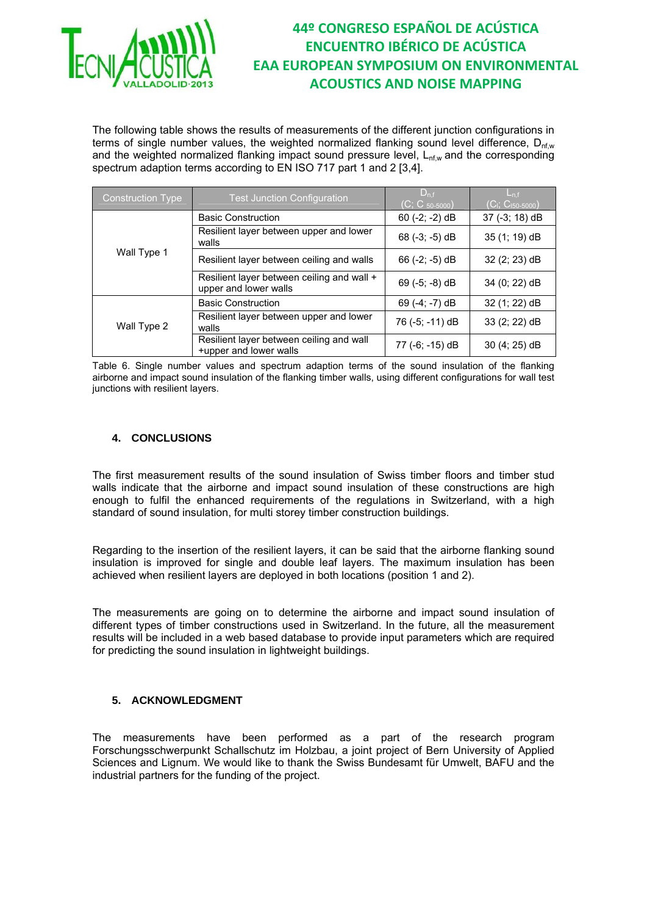The following table shows the results of measurements of the different junction configurations in terms of single number values, the weighted normalized flanking sound level difference, $D_{nf,w}$ and the weighted normalized flanking impact sound pressure level, $L_{nf,w}$ and the corresponding spectrum adaption terms according to EN ISO 717 part 1 and 2 [3,4].

| Construction Type | Test Junction Configuration | $D_{n,f}$ ($C$; $C_{50\text{-}5000}$) | $L_{n,f}$ ($C_I$; $C_{I50\text{-}5000}$) |
|---|---|---|---|
| Wall Type 1 | Basic Construction | 60 (-2; -2) dB | 37 (-3; 18) dB |
| | Resilient layer between upper and lower walls | 68 (-3; -5) dB | 35 (1; 19) dB |
| | Resilient layer between ceiling and walls | 66 (-2; -5) dB | 32 (2; 23) dB |
| | Resilient layer between ceiling and wall + upper and lower walls | 69 (-5; -8) dB | 34 (0; 22) dB |
| Wall Type 2 | Basic Construction | 69 (-4; -7) dB | 32 (1; 22) dB |
| | Resilient layer between upper and lower walls | 76 (-5; -11) dB | 33 (2; 22) dB |
| | Resilient layer between ceiling and wall +upper and lower walls | 77 (-6; -15) dB | 30 (4; 25) dB |

Table 6. Single number values and spectrum adaption terms of the sound insulation of the flanking airborne and impact sound insulation of the flanking timber walls, using different configurations for wall test junctions with resilient layers.

## 4. CONCLUSIONS

The first measurement results of the sound insulation of Swiss timber floors and timber stud walls indicate that the airborne and impact sound insulation of these constructions are high enough to fulfil the enhanced requirements of the regulations in Switzerland, with a high standard of sound insulation, for multi storey timber construction buildings.

Regarding to the insertion of the resilient layers, it can be said that the airborne flanking sound insulation is improved for single and double leaf layers. The maximum insulation has been achieved when resilient layers are deployed in both locations (position 1 and 2).

The measurements are going on to determine the airborne and impact sound insulation of different types of timber constructions used in Switzerland. In the future, all the measurement results will be included in a web based database to provide input parameters which are required for predicting the sound insulation in lightweight buildings.

## 5. ACKNOWLEDGMENT

The measurements have been performed as a part of the research program Forschungsschwerpunkt Schallschutz im Holzbau, a joint project of Bern University of Applied Sciences and Lignum. We would like to thank the Swiss Bundesamt für Umwelt, BAFU and the industrial partners for the funding of the project.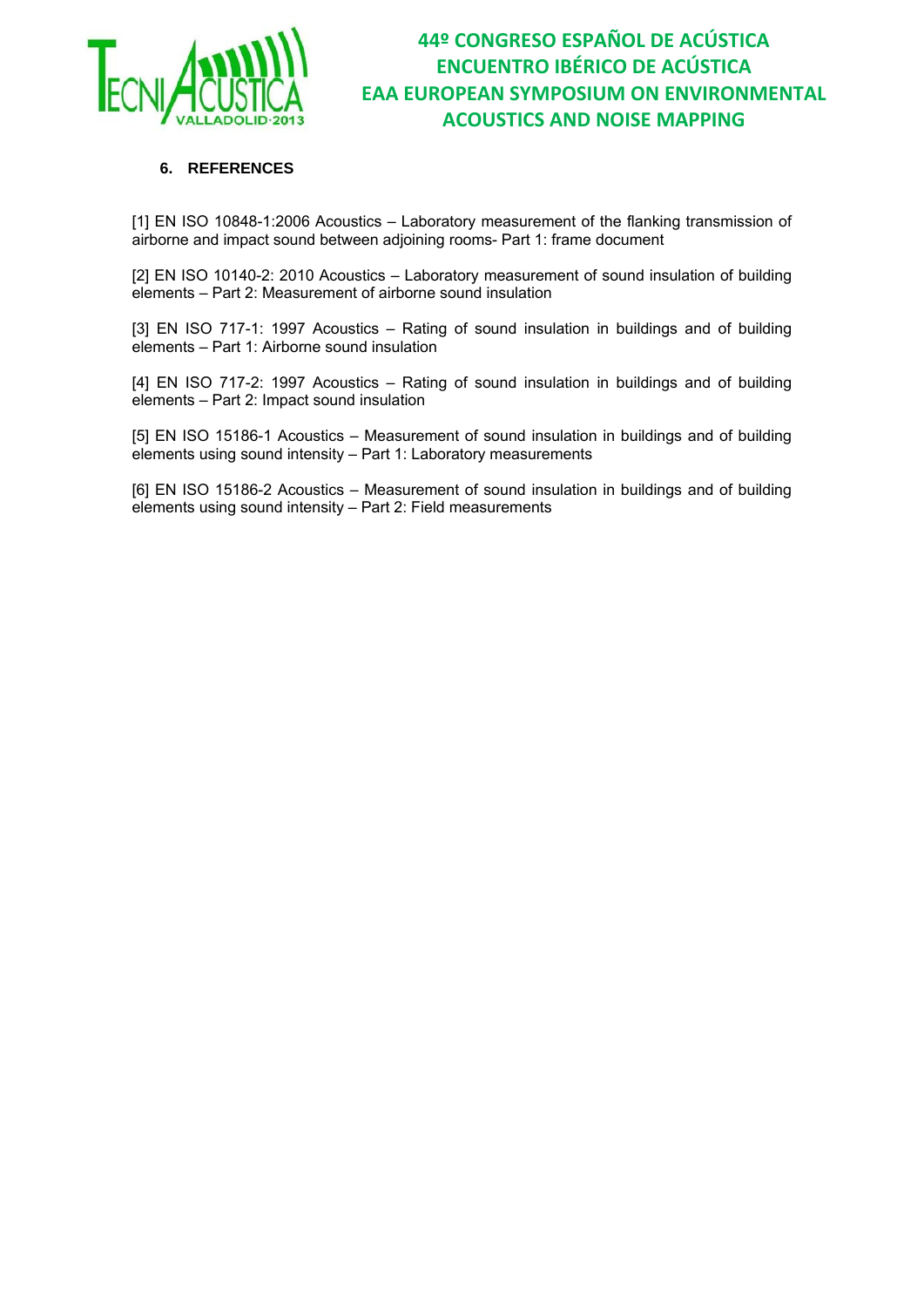## 6. REFERENCES

[1] EN ISO 10848-1:2006 Acoustics – Laboratory measurement of the flanking transmission of airborne and impact sound between adjoining rooms- Part 1: frame document

[2] EN ISO 10140-2: 2010 Acoustics – Laboratory measurement of sound insulation of building elements – Part 2: Measurement of airborne sound insulation

[3] EN ISO 717-1: 1997 Acoustics – Rating of sound insulation in buildings and of building elements – Part 1: Airborne sound insulation

[4] EN ISO 717-2: 1997 Acoustics – Rating of sound insulation in buildings and of building elements – Part 2: Impact sound insulation

[5] EN ISO 15186-1 Acoustics – Measurement of sound insulation in buildings and of building elements using sound intensity – Part 1: Laboratory measurements

[6] EN ISO 15186-2 Acoustics – Measurement of sound insulation in buildings and of building elements using sound intensity – Part 2: Field measurements